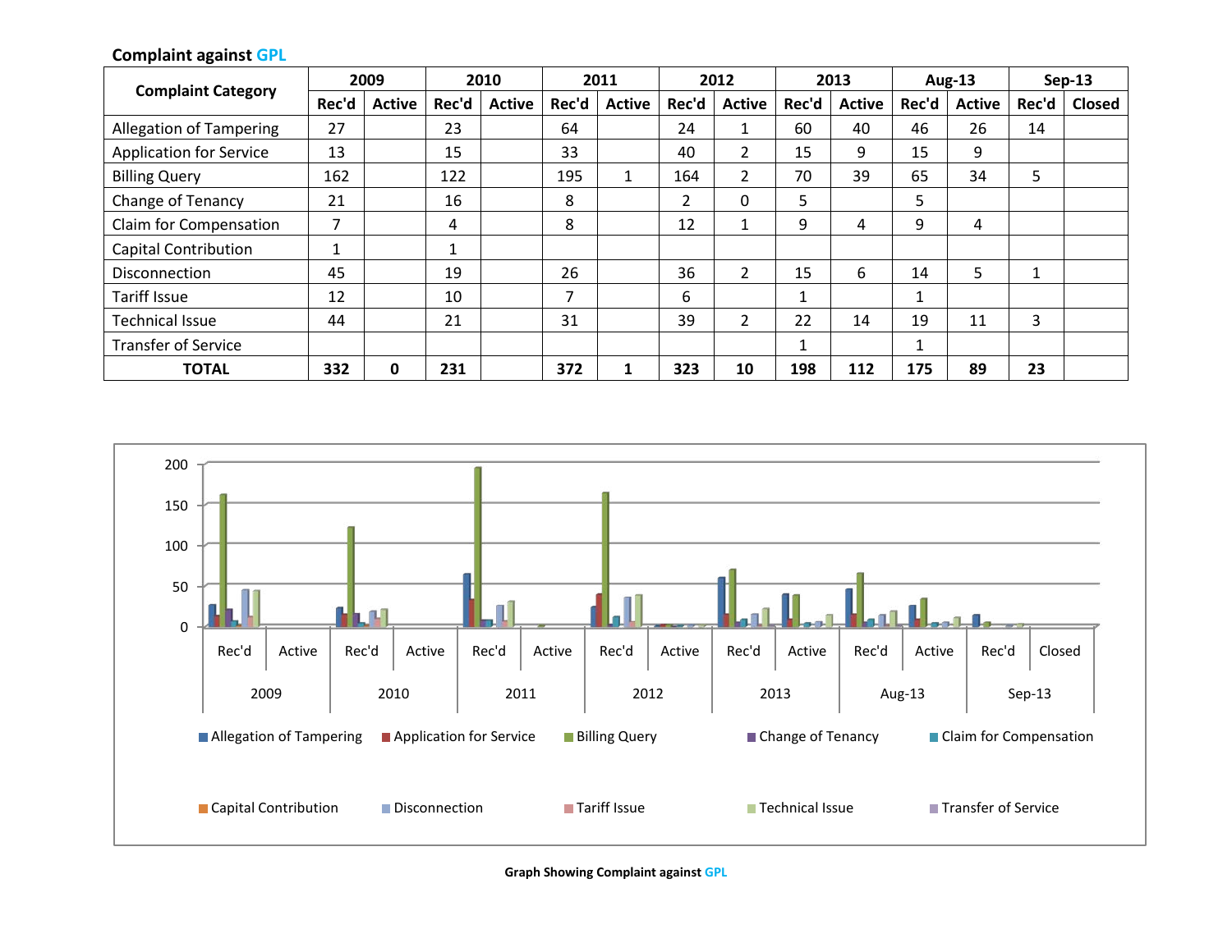**Complaint against GPL**

| Complaint Category | 2009 | | 2010 | | 2011 | | 2012 | | 2013 | | Aug-13 | | Sep-13 | |
|---|---|---|---|---|---|---|---|---|---|---|---|---|---|---|
| | Rec'd | Active | Rec'd | Active | Rec'd | Active | Rec'd | Active | Rec'd | Active | Rec'd | Active | Rec'd | Closed |
| Allegation of Tampering | 27 | | 23 | | 64 | | 24 | 1 | 60 | 40 | 46 | 26 | 14 | |
| Application for Service | 13 | | 15 | | 33 | | 40 | 2 | 15 | 9 | 15 | 9 | | |
| Billing Query | 162 | | 122 | | 195 | 1 | 164 | 2 | 70 | 39 | 65 | 34 | 5 | |
| Change of Tenancy | 21 | | 16 | | 8 | | 2 | 0 | 5 | | 5 | | | |
| Claim for Compensation | 7 | | 4 | | 8 | | 12 | 1 | 9 | 4 | 9 | 4 | | |
| Capital Contribution | 1 | | 1 | | | | | | | | | | | |
| Disconnection | 45 | | 19 | | 26 | | 36 | 2 | 15 | 6 | 14 | 5 | 1 | |
| Tariff Issue | 12 | | 10 | | 7 | | 6 | | 1 | | 1 | | | |
| Technical Issue | 44 | | 21 | | 31 | | 39 | 2 | 22 | 14 | 19 | 11 | 3 | |
| Transfer of Service | | | | | | | | | 1 | | 1 | | | |
| **TOTAL** | **332** | **0** | **231** | | **372** | **1** | **323** | **10** | **198** | **112** | **175** | **89** | **23** | |

Graph Showing Complaint against GPL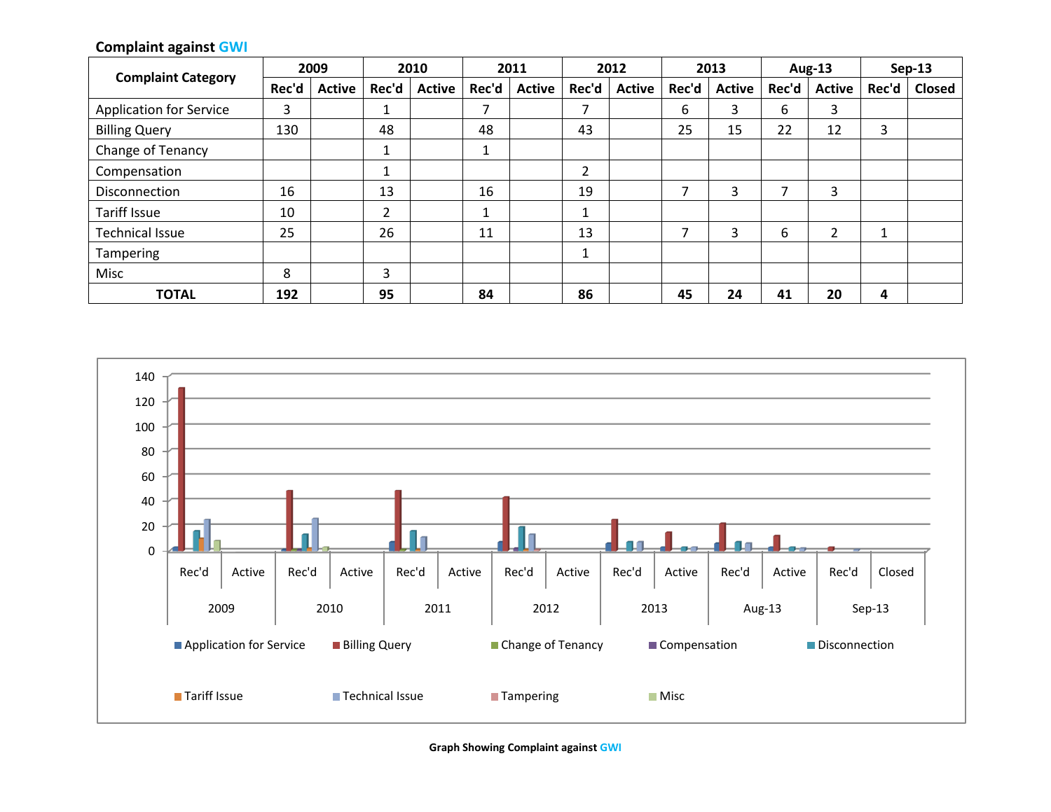**Complaint against GWI**

| Complaint Category | 2009 | | 2010 | | 2011 | | 2012 | | 2013 | | Aug-13 | | Sep-13 | |
|---|---|---|---|---|---|---|---|---|---|---|---|---|---|---|
| | Rec'd | Active | Rec'd | Active | Rec'd | Active | Rec'd | Active | Rec'd | Active | Rec'd | Active | Rec'd | Closed |
| Application for Service | 3 | | 1 | | 7 | | 7 | | 6 | 3 | 6 | 3 | | |
| Billing Query | 130 | | 48 | | 48 | | 43 | | 25 | 15 | 22 | 12 | 3 | |
| Change of Tenancy | | | 1 | | 1 | | | | | | | | | |
| Compensation | | | 1 | | | | 2 | | | | | | | |
| Disconnection | 16 | | 13 | | 16 | | 19 | | 7 | 3 | 7 | 3 | | |
| Tariff Issue | 10 | | 2 | | 1 | | 1 | | | | | | | |
| Technical Issue | 25 | | 26 | | 11 | | 13 | | 7 | 3 | 6 | 2 | 1 | |
| Tampering | | | | | | | 1 | | | | | | | |
| Misc | 8 | | 3 | | | | | | | | | | | |
| **TOTAL** | **192** | | **95** | | **84** | | **86** | | **45** | **24** | **41** | **20** | **4** | |

**Graph Showing Complaint against GWI**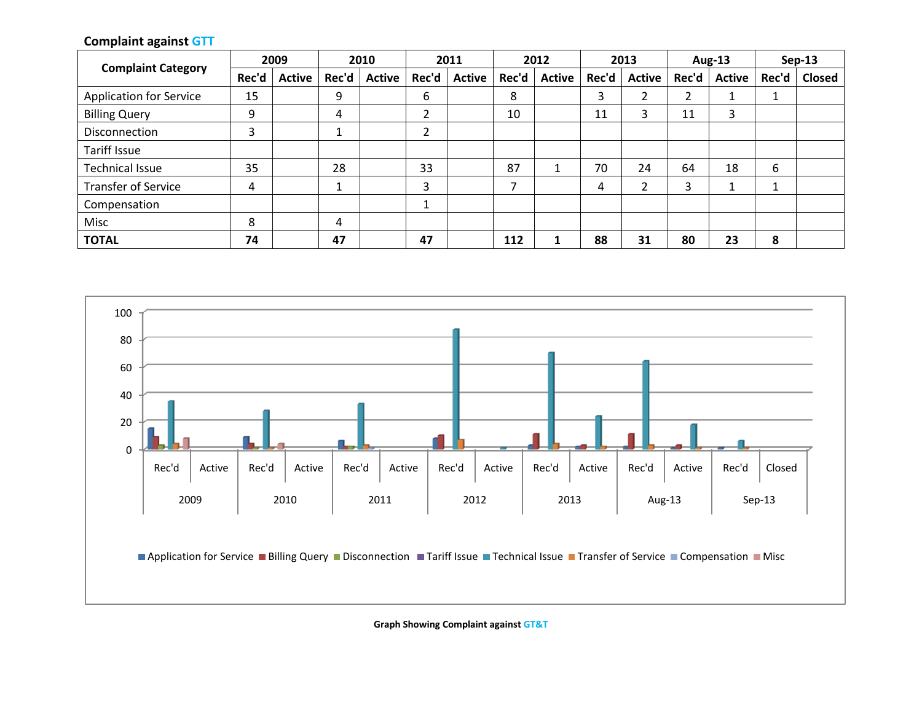**Complaint against GTT**

| Complaint Category | 2009 | | 2010 | | 2011 | | 2012 | | 2013 | | Aug-13 | | Sep-13 | |
|---|---|---|---|---|---|---|---|---|---|---|---|---|---|---|
| | Rec'd | Active | Rec'd | Active | Rec'd | Active | Rec'd | Active | Rec'd | Active | Rec'd | Active | Rec'd | Closed |
| Application for Service | 15 | | 9 | | 6 | | 8 | | 3 | 2 | 2 | 1 | 1 | |
| Billing Query | 9 | | 4 | | 2 | | 10 | | 11 | 3 | 11 | 3 | | |
| Disconnection | 3 | | 1 | | 2 | | | | | | | | | |
| Tariff Issue | | | | | | | | | | | | | | |
| Technical Issue | 35 | | 28 | | 33 | | 87 | 1 | 70 | 24 | 64 | 18 | 6 | |
| Transfer of Service | 4 | | 1 | | 3 | | 7 | | 4 | 2 | 3 | 1 | 1 | |
| Compensation | | | | | 1 | | | | | | | | | |
| Misc | 8 | | 4 | | | | | | | | | | | |
| **TOTAL** | **74** | | **47** | | **47** | | **112** | **1** | **88** | **31** | **80** | **23** | **8** | |

**Graph Showing Complaint against GT&T**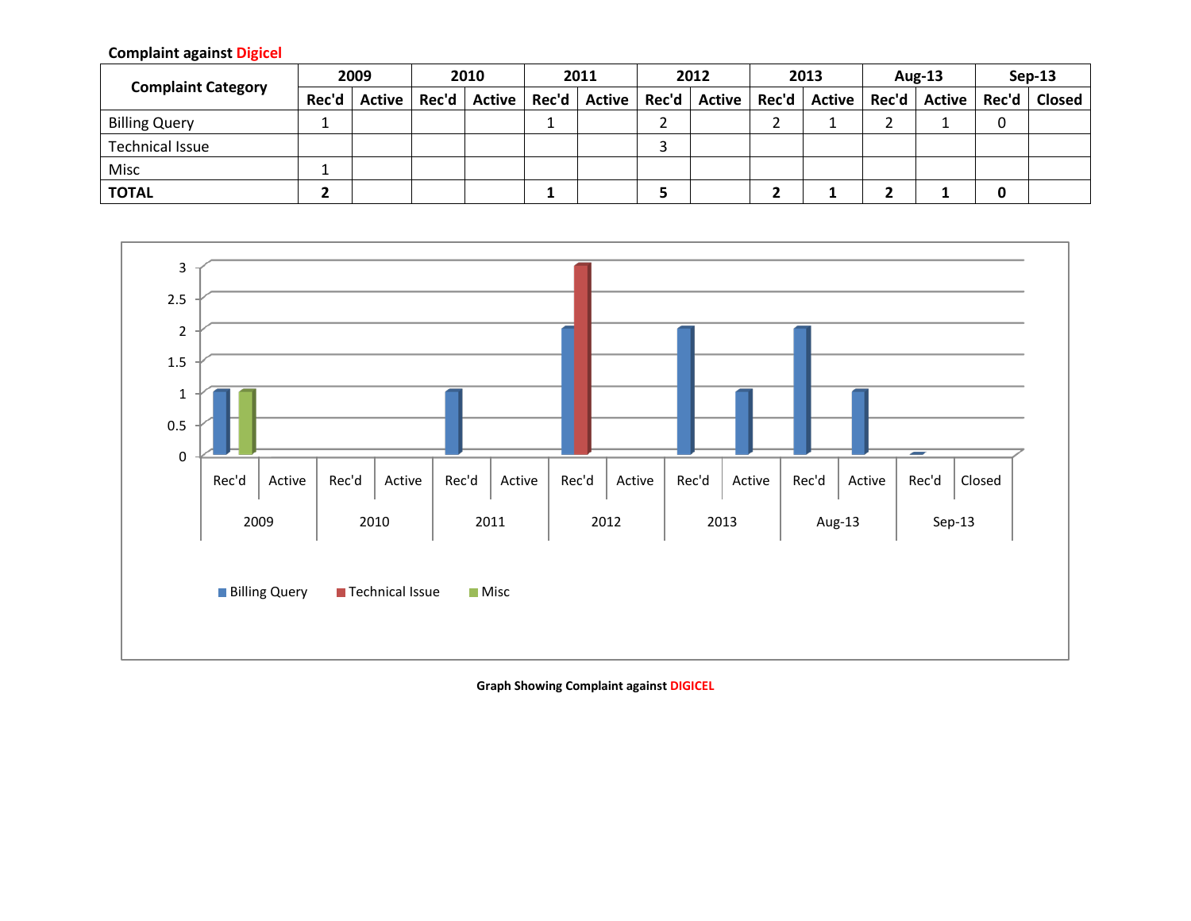**Complaint against Digicel**

| Complaint Category | 2009 | | 2010 | | 2011 | | 2012 | | 2013 | | Aug-13 | | Sep-13 | |
|---|---|---|---|---|---|---|---|---|---|---|---|---|---|---|
| | Rec'd | Active | Rec'd | Active | Rec'd | Active | Rec'd | Active | Rec'd | Active | Rec'd | Active | Rec'd | Closed |
| Billing Query | 1 | | | | 1 | | 2 | | 2 | 1 | 2 | 1 | 0 | |
| Technical Issue | | | | | | | 3 | | | | | | | |
| Misc | 1 | | | | | | | | | | | | | |
| **TOTAL** | **2** | | | | **1** | | **5** | | **2** | **1** | **2** | **1** | **0** | |

**Graph Showing Complaint against DIGICEL**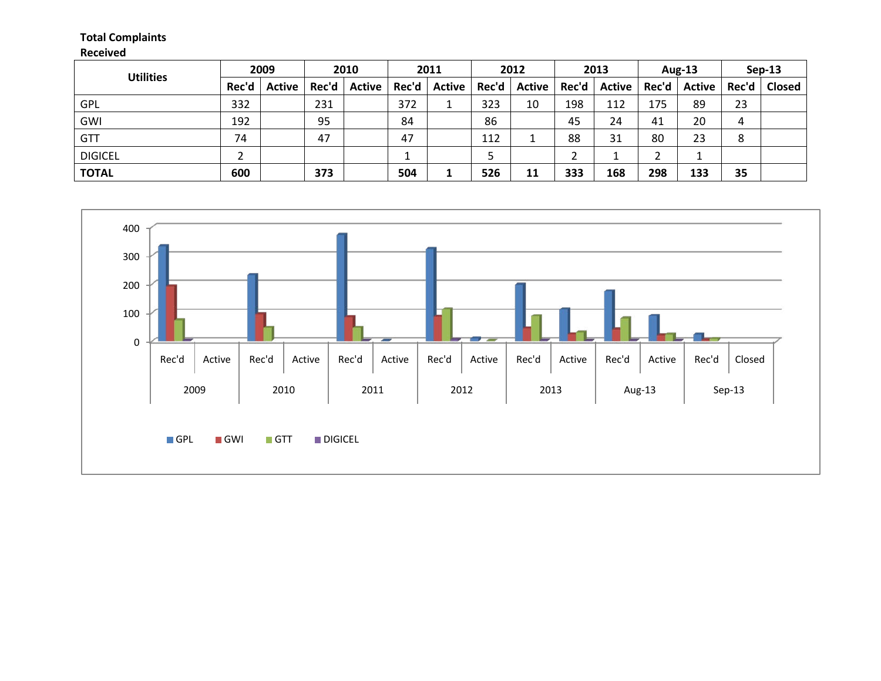**Total Complaints Received**

| Utilities | 2009 | | 2010 | | 2011 | | 2012 | | 2013 | | Aug-13 | | Sep-13 | |
|---|---|---|---|---|---|---|---|---|---|---|---|---|---|---|
| | Rec'd | Active | Rec'd | Active | Rec'd | Active | Rec'd | Active | Rec'd | Active | Rec'd | Active | Rec'd | Closed |
| GPL | 332 | | 231 | | 372 | 1 | 323 | 10 | 198 | 112 | 175 | 89 | 23 | |
| GWI | 192 | | 95 | | 84 | | 86 | | 45 | 24 | 41 | 20 | 4 | |
| GTT | 74 | | 47 | | 47 | | 112 | 1 | 88 | 31 | 80 | 23 | 8 | |
| DIGICEL | 2 | | | | 1 | | 5 | | 2 | 1 | 2 | 1 | | |
| **TOTAL** | **600** | | **373** | | **504** | **1** | **526** | **11** | **333** | **168** | **298** | **133** | **35** | |

400
300
200
100
0

Rec'd Active Rec'd Active Rec'd Active Rec'd Active Rec'd Active Rec'd Active Rec'd Closed

2009 2010 2011 2012 2013 Aug-13 Sep-13

GPL GWI GTT DIGICEL